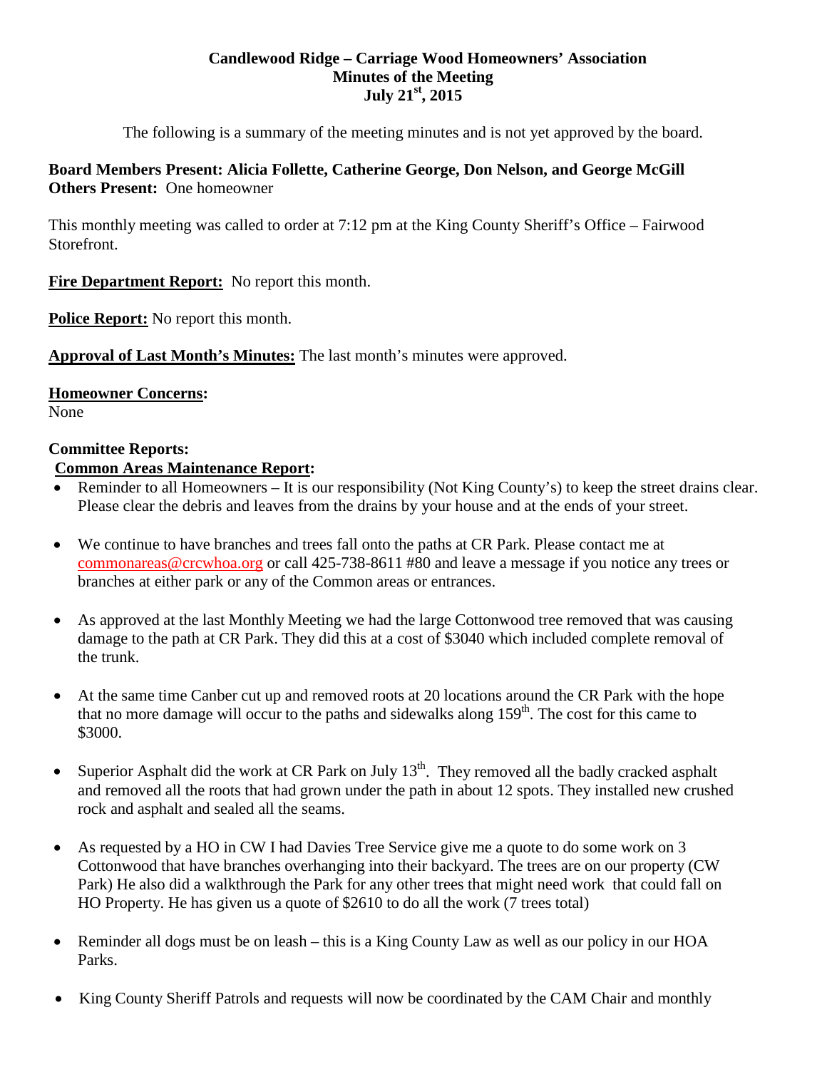**Candlewood Ridge – Carriage Wood Homeowners' Association**
**Minutes of the Meeting**
**July 21st, 2015**

The following is a summary of the meeting minutes and is not yet approved by the board.

**Board Members Present: Alicia Follette, Catherine George, Don Nelson, and George McGill**
**Others Present:** One homeowner

This monthly meeting was called to order at 7:12 pm at the King County Sheriff's Office – Fairwood Storefront.

**Fire Department Report:** No report this month.

**Police Report:** No report this month.

**Approval of Last Month's Minutes:** The last month's minutes were approved.

**Homeowner Concerns:**
None

**Committee Reports:**

**Common Areas Maintenance Report:**

- Reminder to all Homeowners – It is our responsibility (Not King County's) to keep the street drains clear. Please clear the debris and leaves from the drains by your house and at the ends of your street.
- We continue to have branches and trees fall onto the paths at CR Park. Please contact me at commonareas@crcwhoa.org or call 425-738-8611 #80 and leave a message if you notice any trees or branches at either park or any of the Common areas or entrances.
- As approved at the last Monthly Meeting we had the large Cottonwood tree removed that was causing damage to the path at CR Park. They did this at a cost of $3040 which included complete removal of the trunk.
- At the same time Canber cut up and removed roots at 20 locations around the CR Park with the hope that no more damage will occur to the paths and sidewalks along 159th. The cost for this came to $3000.
- Superior Asphalt did the work at CR Park on July 13th. They removed all the badly cracked asphalt and removed all the roots that had grown under the path in about 12 spots. They installed new crushed rock and asphalt and sealed all the seams.
- As requested by a HO in CW I had Davies Tree Service give me a quote to do some work on 3 Cottonwood that have branches overhanging into their backyard. The trees are on our property (CW Park) He also did a walkthrough the Park for any other trees that might need work that could fall on HO Property. He has given us a quote of $2610 to do all the work (7 trees total)
- Reminder all dogs must be on leash – this is a King County Law as well as our policy in our HOA Parks.
- King County Sheriff Patrols and requests will now be coordinated by the CAM Chair and monthly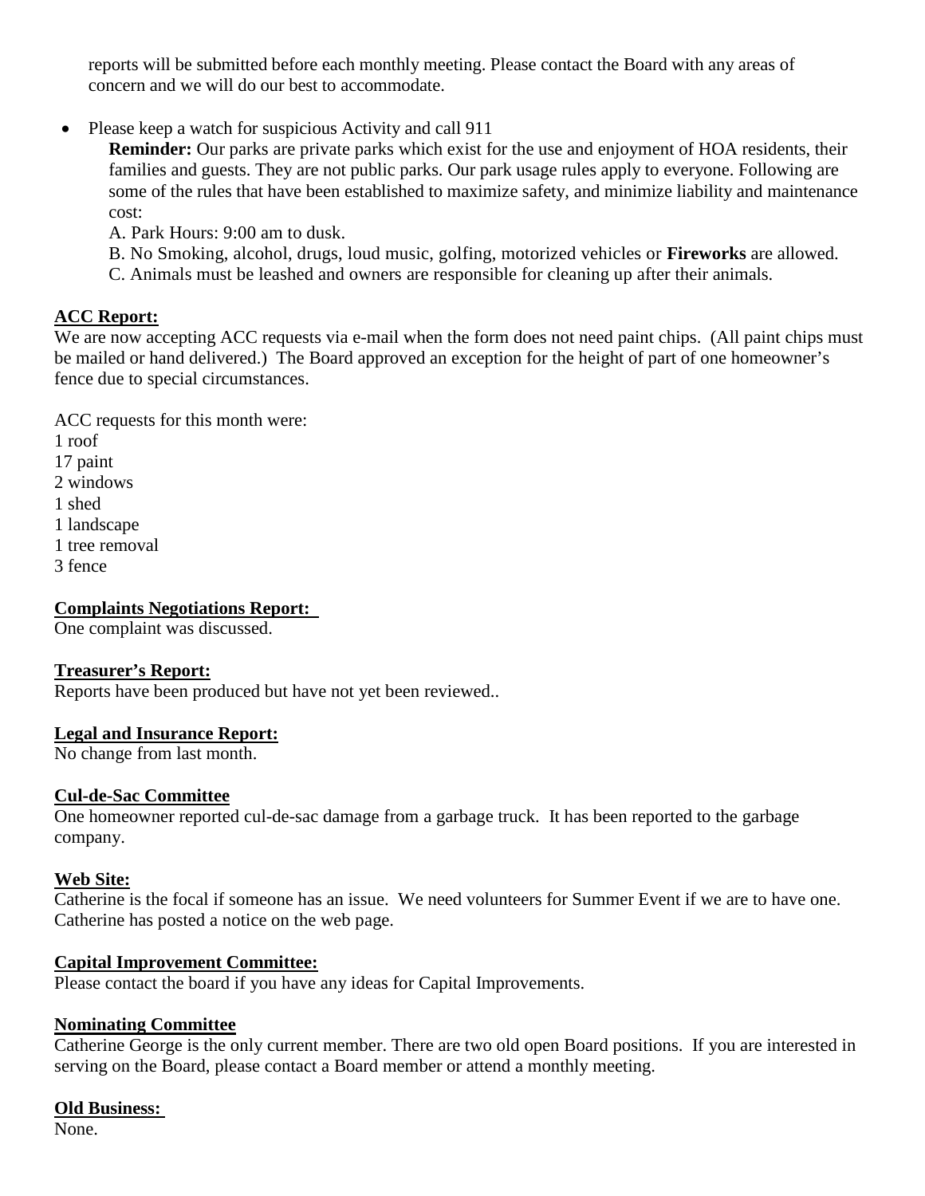reports will be submitted before each monthly meeting. Please contact the Board with any areas of concern and we will do our best to accommodate.

- Please keep a watch for suspicious Activity and call 911

  **Reminder:** Our parks are private parks which exist for the use and enjoyment of HOA residents, their families and guests. They are not public parks. Our park usage rules apply to everyone. Following are some of the rules that have been established to maximize safety, and minimize liability and maintenance cost:

  A. Park Hours: 9:00 am to dusk.

  B. No Smoking, alcohol, drugs, loud music, golfing, motorized vehicles or **Fireworks** are allowed.

  C. Animals must be leashed and owners are responsible for cleaning up after their animals.

**ACC Report:**

We are now accepting ACC requests via e-mail when the form does not need paint chips. (All paint chips must be mailed or hand delivered.) The Board approved an exception for the height of part of one homeowner's fence due to special circumstances.

ACC requests for this month were:
1 roof
17 paint
2 windows
1 shed
1 landscape
1 tree removal
3 fence

**Complaints Negotiations Report:**

One complaint was discussed.

**Treasurer's Report:**

Reports have been produced but have not yet been reviewed..

**Legal and Insurance Report:**

No change from last month.

**Cul-de-Sac Committee**

One homeowner reported cul-de-sac damage from a garbage truck. It has been reported to the garbage company.

**Web Site:**

Catherine is the focal if someone has an issue. We need volunteers for Summer Event if we are to have one. Catherine has posted a notice on the web page.

**Capital Improvement Committee:**

Please contact the board if you have any ideas for Capital Improvements.

**Nominating Committee**

Catherine George is the only current member. There are two old open Board positions. If you are interested in serving on the Board, please contact a Board member or attend a monthly meeting.

**Old Business:**

None.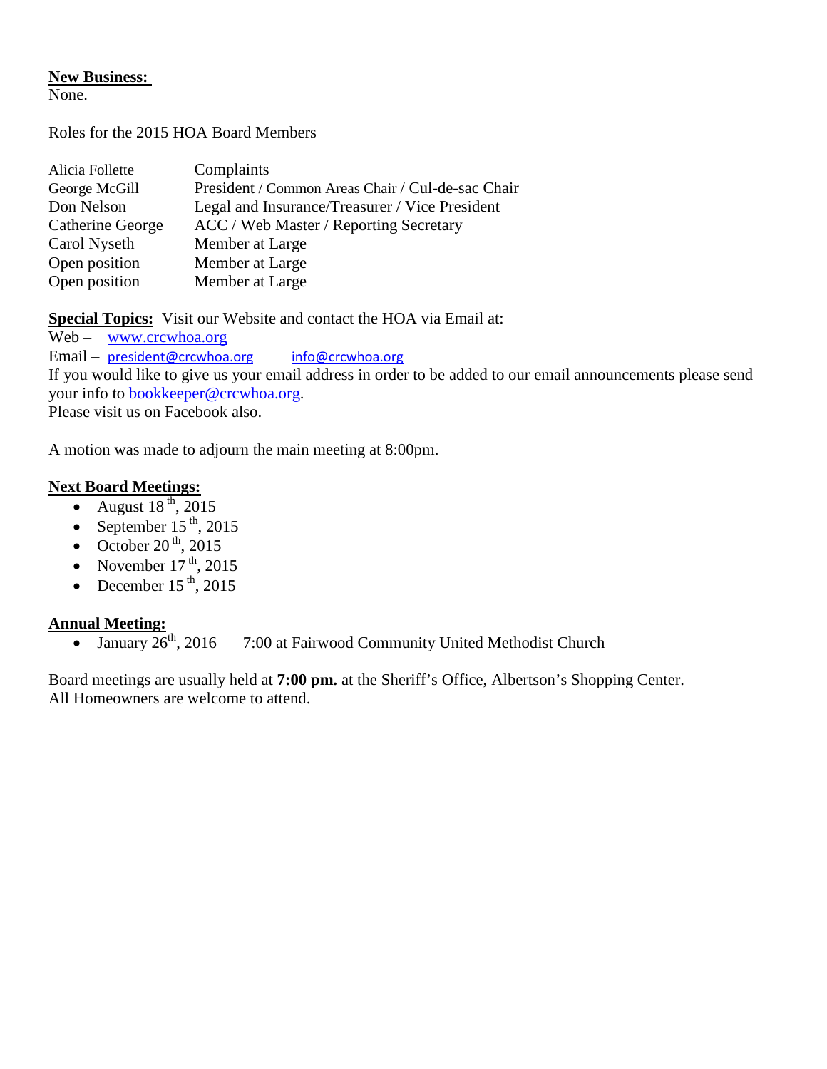**New Business:**
None.

Roles for the 2015 HOA Board Members

| | |
|---|---|
| Alicia Follette | Complaints |
| George McGill | President / Common Areas Chair / Cul-de-sac Chair |
| Don Nelson | Legal and Insurance/Treasurer / Vice President |
| Catherine George | ACC / Web Master / Reporting Secretary |
| Carol Nyseth | Member at Large |
| Open position | Member at Large |
| Open position | Member at Large |

**Special Topics:** Visit our Website and contact the HOA via Email at:
Web – www.crcwhoa.org
Email – president@crcwhoa.org info@crcwhoa.org
If you would like to give us your email address in order to be added to our email announcements please send your info to bookkeeper@crcwhoa.org.
Please visit us on Facebook also.

A motion was made to adjourn the main meeting at 8:00pm.

**Next Board Meetings:**

- August 18th, 2015
- September 15th, 2015
- October 20th, 2015
- November 17th, 2015
- December 15th, 2015

**Annual Meeting:**

- January 26th, 2016 7:00 at Fairwood Community United Methodist Church

Board meetings are usually held at **7:00 pm.** at the Sheriff's Office, Albertson's Shopping Center.
All Homeowners are welcome to attend.